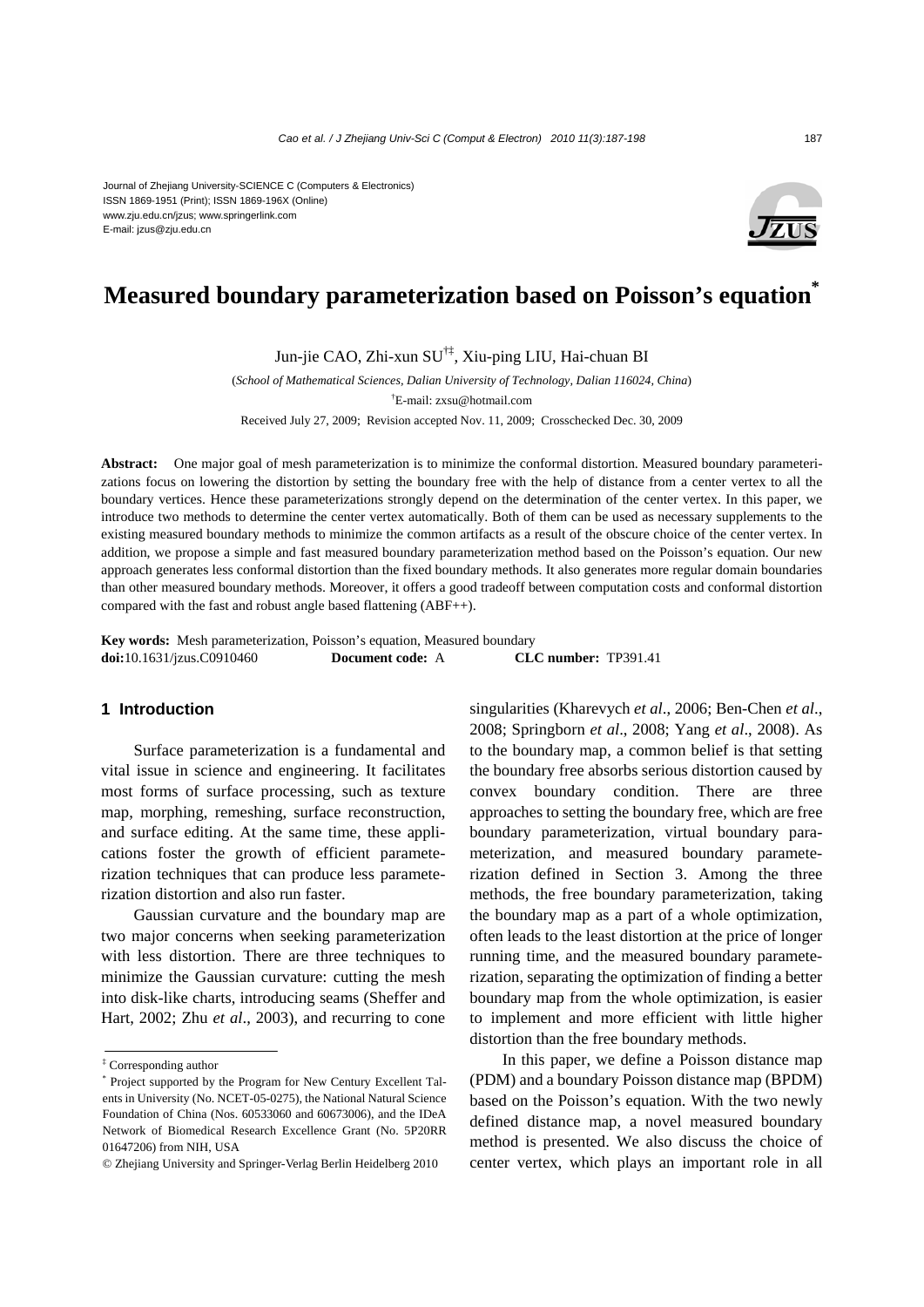Journal of Zhejiang University-SCIENCE C (Computers & Electronics)
ISSN 1869-1951 (Print); ISSN 1869-196X (Online)
www.zju.edu.cn/jzus; www.springerlink.com
E-mail: jzus@zju.edu.cn

# Measured boundary parameterization based on Poisson's equation*

Jun-jie CAO, Zhi-xun SU[†‡], Xiu-ping LIU, Hai-chuan BI

(*School of Mathematical Sciences, Dalian University of Technology, Dalian 116024, China*)

[†]E-mail: zxsu@hotmail.com

Received July 27, 2009; Revision accepted Nov. 11, 2009; Crosschecked Dec. 30, 2009

**Abstract:** One major goal of mesh parameterization is to minimize the conformal distortion. Measured boundary parameterizations focus on lowering the distortion by setting the boundary free with the help of distance from a center vertex to all the boundary vertices. Hence these parameterizations strongly depend on the determination of the center vertex. In this paper, we introduce two methods to determine the center vertex automatically. Both of them can be used as necessary supplements to the existing measured boundary methods to minimize the common artifacts as a result of the obscure choice of the center vertex. In addition, we propose a simple and fast measured boundary parameterization method based on the Poisson's equation. Our new approach generates less conformal distortion than the fixed boundary methods. It also generates more regular domain boundaries than other measured boundary methods. Moreover, it offers a good tradeoff between computation costs and conformal distortion compared with the fast and robust angle based flattening (ABF++).

**Key words:** Mesh parameterization, Poisson's equation, Measured boundary
**doi:**10.1631/jzus.C0910460 **Document code:** A **CLC number:** TP391.41

## 1 Introduction

Surface parameterization is a fundamental and vital issue in science and engineering. It facilitates most forms of surface processing, such as texture map, morphing, remeshing, surface reconstruction, and surface editing. At the same time, these applications foster the growth of efficient parameterization techniques that can produce less parameterization distortion and also run faster.

Gaussian curvature and the boundary map are two major concerns when seeking parameterization with less distortion. There are three techniques to minimize the Gaussian curvature: cutting the mesh into disk-like charts, introducing seams (Sheffer and Hart, 2002; Zhu *et al*., 2003), and recurring to cone singularities (Kharevych *et al*., 2006; Ben-Chen *et al*., 2008; Springborn *et al*., 2008; Yang *et al*., 2008). As to the boundary map, a common belief is that setting the boundary free absorbs serious distortion caused by convex boundary condition. There are three approaches to setting the boundary free, which are free boundary parameterization, virtual boundary parameterization, and measured boundary parameterization defined in Section 3. Among the three methods, the free boundary parameterization, taking the boundary map as a part of a whole optimization, often leads to the least distortion at the price of longer running time, and the measured boundary parameterization, separating the optimization of finding a better boundary map from the whole optimization, is easier to implement and more efficient with little higher distortion than the free boundary methods.

In this paper, we define a Poisson distance map (PDM) and a boundary Poisson distance map (BPDM) based on the Poisson's equation. With the two newly defined distance map, a novel measured boundary method is presented. We also discuss the choice of center vertex, which plays an important role in all

---

[‡] Corresponding author

[*] Project supported by the Program for New Century Excellent Talents in University (No. NCET-05-0275), the National Natural Science Foundation of China (Nos. 60533060 and 60673006), and the IDeA Network of Biomedical Research Excellence Grant (No. 5P20RR 01647206) from NIH, USA

© Zhejiang University and Springer-Verlag Berlin Heidelberg 2010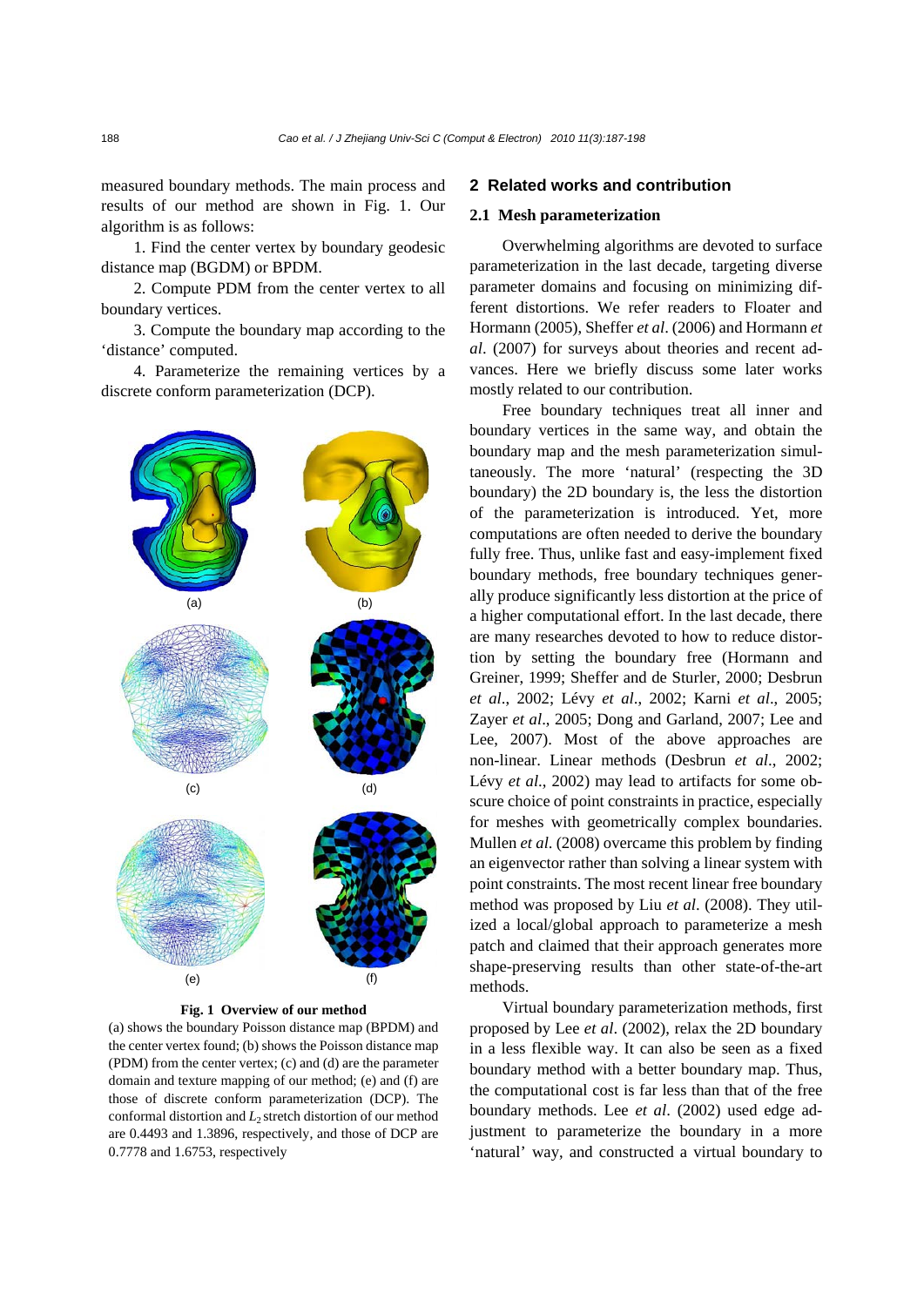measured boundary methods. The main process and results of our method are shown in Fig. 1. Our algorithm is as follows:

1. Find the center vertex by boundary geodesic distance map (BGDM) or BPDM.

2. Compute PDM from the center vertex to all boundary vertices.

3. Compute the boundary map according to the 'distance' computed.

4. Parameterize the remaining vertices by a discrete conform parameterization (DCP).

**Fig. 1 Overview of our method**

(a) shows the boundary Poisson distance map (BPDM) and the center vertex found; (b) shows the Poisson distance map (PDM) from the center vertex; (c) and (d) are the parameter domain and texture mapping of our method; (e) and (f) are those of discrete conform parameterization (DCP). The conformal distortion and $L_2$ stretch distortion of our method are 0.4493 and 1.3896, respectively, and those of DCP are 0.7778 and 1.6753, respectively

## 2 Related works and contribution

### 2.1 Mesh parameterization

Overwhelming algorithms are devoted to surface parameterization in the last decade, targeting diverse parameter domains and focusing on minimizing different distortions. We refer readers to Floater and Hormann (2005), Sheffer *et al*. (2006) and Hormann *et al*. (2007) for surveys about theories and recent advances. Here we briefly discuss some later works mostly related to our contribution.

Free boundary techniques treat all inner and boundary vertices in the same way, and obtain the boundary map and the mesh parameterization simultaneously. The more 'natural' (respecting the 3D boundary) the 2D boundary is, the less the distortion of the parameterization is introduced. Yet, more computations are often needed to derive the boundary fully free. Thus, unlike fast and easy-implement fixed boundary methods, free boundary techniques generally produce significantly less distortion at the price of a higher computational effort. In the last decade, there are many researches devoted to how to reduce distortion by setting the boundary free (Hormann and Greiner, 1999; Sheffer and de Sturler, 2000; Desbrun *et al*., 2002; Lévy *et al*., 2002; Karni *et al*., 2005; Zayer *et al*., 2005; Dong and Garland, 2007; Lee and Lee, 2007). Most of the above approaches are non-linear. Linear methods (Desbrun *et al*., 2002; Lévy *et al*., 2002) may lead to artifacts for some obscure choice of point constraints in practice, especially for meshes with geometrically complex boundaries. Mullen *et al.* (2008) overcame this problem by finding an eigenvector rather than solving a linear system with point constraints. The most recent linear free boundary method was proposed by Liu *et al*. (2008). They utilized a local/global approach to parameterize a mesh patch and claimed that their approach generates more shape-preserving results than other state-of-the-art methods.

Virtual boundary parameterization methods, first proposed by Lee *et al*. (2002), relax the 2D boundary in a less flexible way. It can also be seen as a fixed boundary method with a better boundary map. Thus, the computational cost is far less than that of the free boundary methods. Lee *et al*. (2002) used edge adjustment to parameterize the boundary in a more 'natural' way, and constructed a virtual boundary to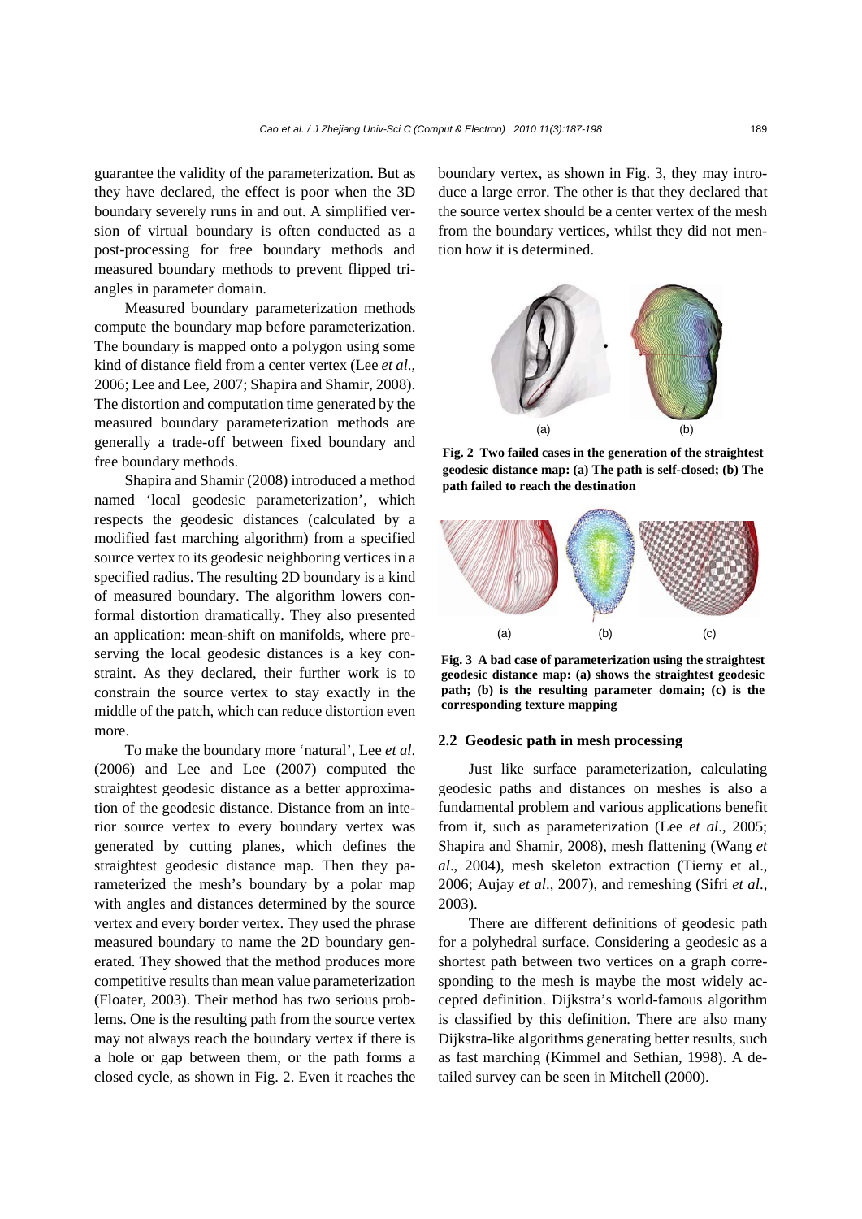guarantee the validity of the parameterization. But as they have declared, the effect is poor when the 3D boundary severely runs in and out. A simplified version of virtual boundary is often conducted as a post-processing for free boundary methods and measured boundary methods to prevent flipped triangles in parameter domain.

Measured boundary parameterization methods compute the boundary map before parameterization. The boundary is mapped onto a polygon using some kind of distance field from a center vertex (Lee *et al*., 2006; Lee and Lee, 2007; Shapira and Shamir, 2008). The distortion and computation time generated by the measured boundary parameterization methods are generally a trade-off between fixed boundary and free boundary methods.

Shapira and Shamir (2008) introduced a method named 'local geodesic parameterization', which respects the geodesic distances (calculated by a modified fast marching algorithm) from a specified source vertex to its geodesic neighboring vertices in a specified radius. The resulting 2D boundary is a kind of measured boundary. The algorithm lowers conformal distortion dramatically. They also presented an application: mean-shift on manifolds, where preserving the local geodesic distances is a key constraint. As they declared, their further work is to constrain the source vertex to stay exactly in the middle of the patch, which can reduce distortion even more.

To make the boundary more 'natural', Lee *et al*. (2006) and Lee and Lee (2007) computed the straightest geodesic distance as a better approximation of the geodesic distance. Distance from an interior source vertex to every boundary vertex was generated by cutting planes, which defines the straightest geodesic distance map. Then they parameterized the mesh's boundary by a polar map with angles and distances determined by the source vertex and every border vertex. They used the phrase measured boundary to name the 2D boundary generated. They showed that the method produces more competitive results than mean value parameterization (Floater, 2003). Their method has two serious problems. One is the resulting path from the source vertex may not always reach the boundary vertex if there is a hole or gap between them, or the path forms a closed cycle, as shown in Fig. 2. Even it reaches the boundary vertex, as shown in Fig. 3, they may introduce a large error. The other is that they declared that the source vertex should be a center vertex of the mesh from the boundary vertices, whilst they did not mention how it is determined.

**Fig. 2 Two failed cases in the generation of the straightest geodesic distance map: (a) The path is self-closed; (b) The path failed to reach the destination**

**Fig. 3 A bad case of parameterization using the straightest geodesic distance map: (a) shows the straightest geodesic path; (b) is the resulting parameter domain; (c) is the corresponding texture mapping**

### 2.2 Geodesic path in mesh processing

Just like surface parameterization, calculating geodesic paths and distances on meshes is also a fundamental problem and various applications benefit from it, such as parameterization (Lee *et al*., 2005; Shapira and Shamir, 2008), mesh flattening (Wang *et al*., 2004), mesh skeleton extraction (Tierny et al., 2006; Aujay *et al*., 2007), and remeshing (Sifri *et al*., 2003).

There are different definitions of geodesic path for a polyhedral surface. Considering a geodesic as a shortest path between two vertices on a graph corresponding to the mesh is maybe the most widely accepted definition. Dijkstra's world-famous algorithm is classified by this definition. There are also many Dijkstra-like algorithms generating better results, such as fast marching (Kimmel and Sethian, 1998). A detailed survey can be seen in Mitchell (2000).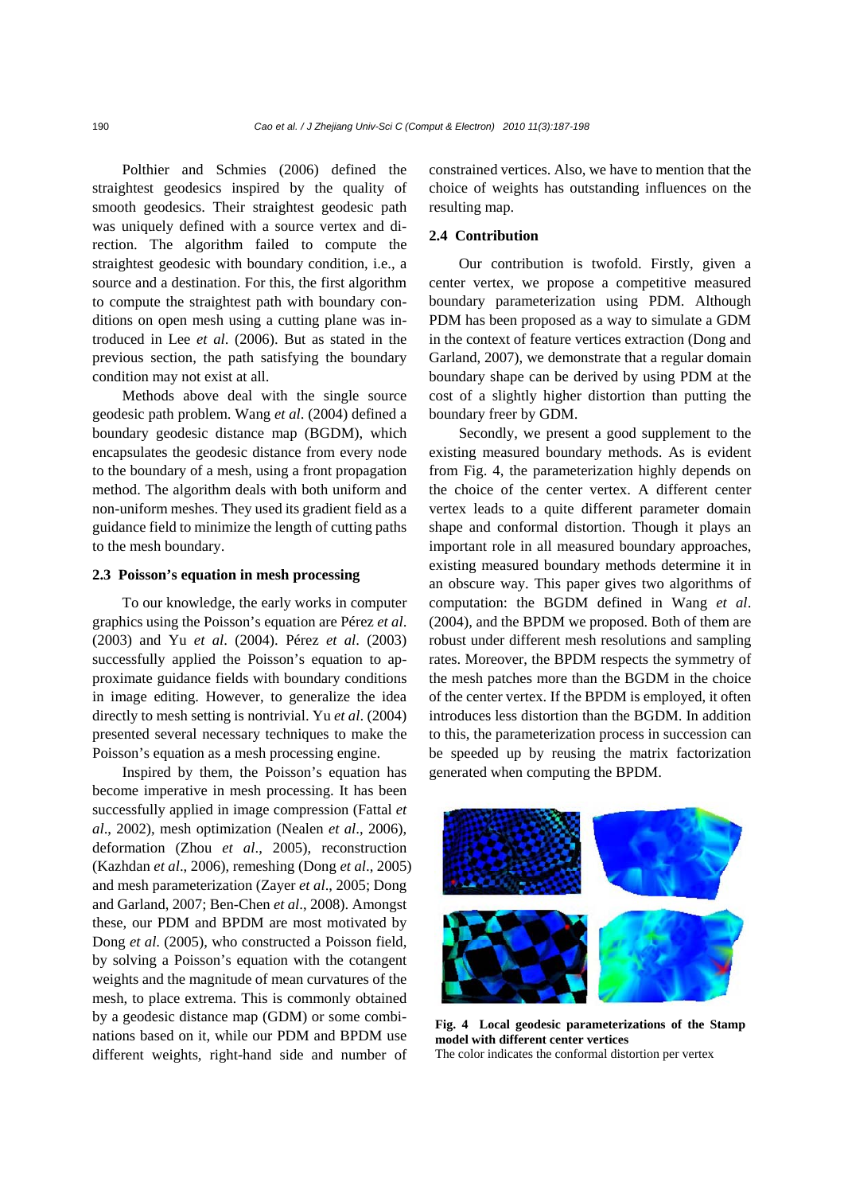Polthier and Schmies (2006) defined the straightest geodesics inspired by the quality of smooth geodesics. Their straightest geodesic path was uniquely defined with a source vertex and direction. The algorithm failed to compute the straightest geodesic with boundary condition, i.e., a source and a destination. For this, the first algorithm to compute the straightest path with boundary conditions on open mesh using a cutting plane was introduced in Lee *et al*. (2006). But as stated in the previous section, the path satisfying the boundary condition may not exist at all.

Methods above deal with the single source geodesic path problem. Wang *et al*. (2004) defined a boundary geodesic distance map (BGDM), which encapsulates the geodesic distance from every node to the boundary of a mesh, using a front propagation method. The algorithm deals with both uniform and non-uniform meshes. They used its gradient field as a guidance field to minimize the length of cutting paths to the mesh boundary.

### 2.3 Poisson's equation in mesh processing

To our knowledge, the early works in computer graphics using the Poisson's equation are Pérez *et al*. (2003) and Yu *et al*. (2004). Pérez *et al*. (2003) successfully applied the Poisson's equation to approximate guidance fields with boundary conditions in image editing. However, to generalize the idea directly to mesh setting is nontrivial. Yu *et al*. (2004) presented several necessary techniques to make the Poisson's equation as a mesh processing engine.

Inspired by them, the Poisson's equation has become imperative in mesh processing. It has been successfully applied in image compression (Fattal *et al*., 2002), mesh optimization (Nealen *et al*., 2006), deformation (Zhou *et al*., 2005), reconstruction (Kazhdan *et al*., 2006), remeshing (Dong *et al*., 2005) and mesh parameterization (Zayer *et al*., 2005; Dong and Garland, 2007; Ben-Chen *et al*., 2008). Amongst these, our PDM and BPDM are most motivated by Dong *et al*. (2005), who constructed a Poisson field, by solving a Poisson's equation with the cotangent weights and the magnitude of mean curvatures of the mesh, to place extrema. This is commonly obtained by a geodesic distance map (GDM) or some combinations based on it, while our PDM and BPDM use different weights, right-hand side and number of constrained vertices. Also, we have to mention that the choice of weights has outstanding influences on the resulting map.

### 2.4 Contribution

Our contribution is twofold. Firstly, given a center vertex, we propose a competitive measured boundary parameterization using PDM. Although PDM has been proposed as a way to simulate a GDM in the context of feature vertices extraction (Dong and Garland, 2007), we demonstrate that a regular domain boundary shape can be derived by using PDM at the cost of a slightly higher distortion than putting the boundary freer by GDM.

Secondly, we present a good supplement to the existing measured boundary methods. As is evident from Fig. 4, the parameterization highly depends on the choice of the center vertex. A different center vertex leads to a quite different parameter domain shape and conformal distortion. Though it plays an important role in all measured boundary approaches, existing measured boundary methods determine it in an obscure way. This paper gives two algorithms of computation: the BGDM defined in Wang *et al*. (2004), and the BPDM we proposed. Both of them are robust under different mesh resolutions and sampling rates. Moreover, the BPDM respects the symmetry of the mesh patches more than the BGDM in the choice of the center vertex. If the BPDM is employed, it often introduces less distortion than the BGDM. In addition to this, the parameterization process in succession can be speeded up by reusing the matrix factorization generated when computing the BPDM.

**Fig. 4 Local geodesic parameterizations of the Stamp model with different center vertices**
The color indicates the conformal distortion per vertex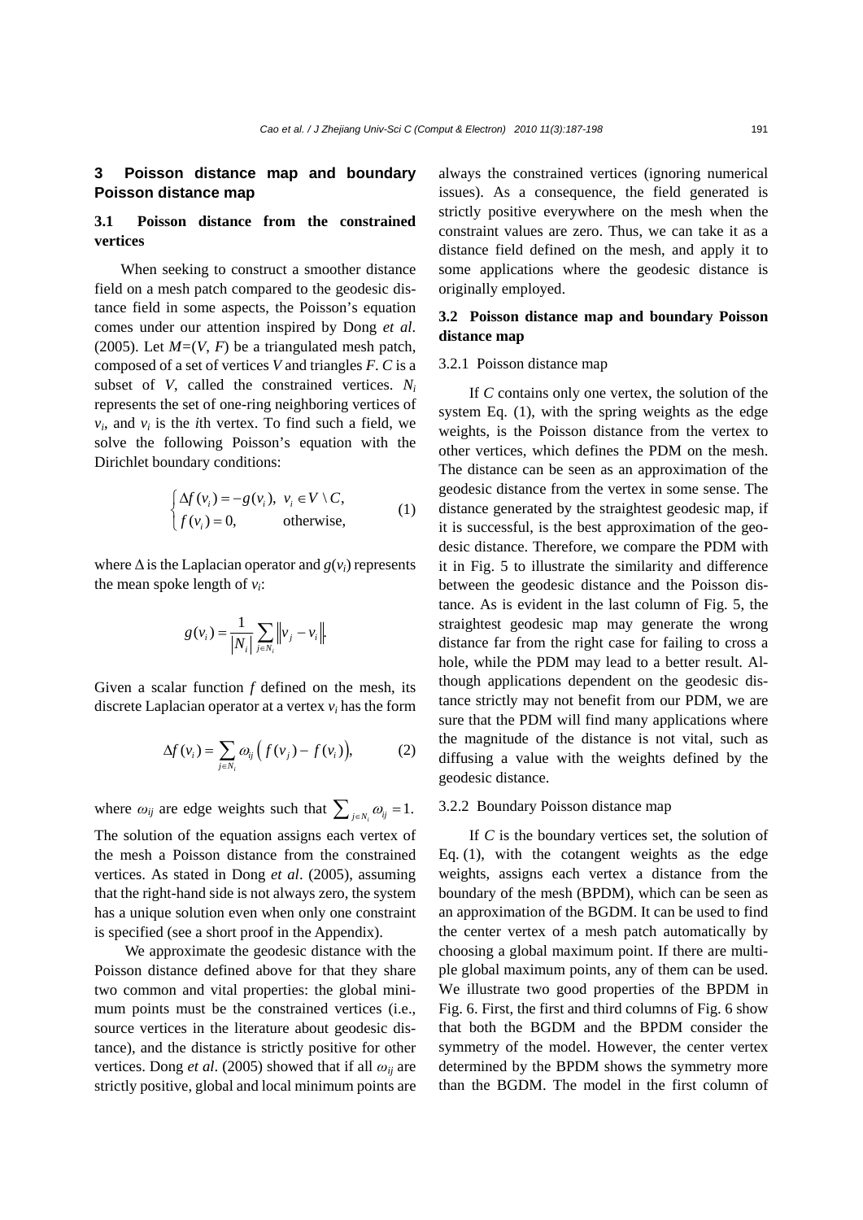## 3 Poisson distance map and boundary Poisson distance map

### 3.1 Poisson distance from the constrained vertices

When seeking to construct a smoother distance field on a mesh patch compared to the geodesic distance field in some aspects, the Poisson's equation comes under our attention inspired by Dong *et al*. (2005). Let $M=(V, F)$ be a triangulated mesh patch, composed of a set of vertices $V$ and triangles $F$. $C$ is a subset of $V$, called the constrained vertices. $N_i$ represents the set of one-ring neighboring vertices of $v_i$, and $v_i$ is the $i$th vertex. To find such a field, we solve the following Poisson's equation with the Dirichlet boundary conditions:

$$\begin{cases} \Delta f(v_i) = -g(v_i), & v_i \in V \setminus C, \\ f(v_i) = 0, & \text{otherwise,} \end{cases} \tag{1}$$

where $\Delta$ is the Laplacian operator and $g(v_i)$ represents the mean spoke length of $v_i$:

$$g(v_i) = \frac{1}{|N_i|} \sum_{j \in N_i} \left\| v_j - v_i \right\|.$$

Given a scalar function $f$ defined on the mesh, its discrete Laplacian operator at a vertex $v_i$ has the form

$$\Delta f(v_i) = \sum_{j \in N_i} \omega_{ij} \left( f(v_j) - f(v_i) \right), \tag{2}$$

where $\omega_{ij}$ are edge weights such that $\sum_{j \in N_i} \omega_{ij} = 1$.

The solution of the equation assigns each vertex of the mesh a Poisson distance from the constrained vertices. As stated in Dong *et al*. (2005), assuming that the right-hand side is not always zero, the system has a unique solution even when only one constraint is specified (see a short proof in the Appendix).

We approximate the geodesic distance with the Poisson distance defined above for that they share two common and vital properties: the global minimum points must be the constrained vertices (i.e., source vertices in the literature about geodesic distance), and the distance is strictly positive for other vertices. Dong *et al*. (2005) showed that if all $\omega_{ij}$ are strictly positive, global and local minimum points are always the constrained vertices (ignoring numerical issues). As a consequence, the field generated is strictly positive everywhere on the mesh when the constraint values are zero. Thus, we can take it as a distance field defined on the mesh, and apply it to some applications where the geodesic distance is originally employed.

### 3.2 Poisson distance map and boundary Poisson distance map

#### 3.2.1 Poisson distance map

If $C$ contains only one vertex, the solution of the system Eq. (1), with the spring weights as the edge weights, is the Poisson distance from the vertex to other vertices, which defines the PDM on the mesh. The distance can be seen as an approximation of the geodesic distance from the vertex in some sense. The distance generated by the straightest geodesic map, if it is successful, is the best approximation of the geodesic distance. Therefore, we compare the PDM with it in Fig. 5 to illustrate the similarity and difference between the geodesic distance and the Poisson distance. As is evident in the last column of Fig. 5, the straightest geodesic map may generate the wrong distance far from the right case for failing to cross a hole, while the PDM may lead to a better result. Although applications dependent on the geodesic distance strictly may not benefit from our PDM, we are sure that the PDM will find many applications where the magnitude of the distance is not vital, such as diffusing a value with the weights defined by the geodesic distance.

#### 3.2.2 Boundary Poisson distance map

If $C$ is the boundary vertices set, the solution of Eq. (1), with the cotangent weights as the edge weights, assigns each vertex a distance from the boundary of the mesh (BPDM), which can be seen as an approximation of the BGDM. It can be used to find the center vertex of a mesh patch automatically by choosing a global maximum point. If there are multiple global maximum points, any of them can be used. We illustrate two good properties of the BPDM in Fig. 6. First, the first and third columns of Fig. 6 show that both the BGDM and the BPDM consider the symmetry of the model. However, the center vertex determined by the BPDM shows the symmetry more than the BGDM. The model in the first column of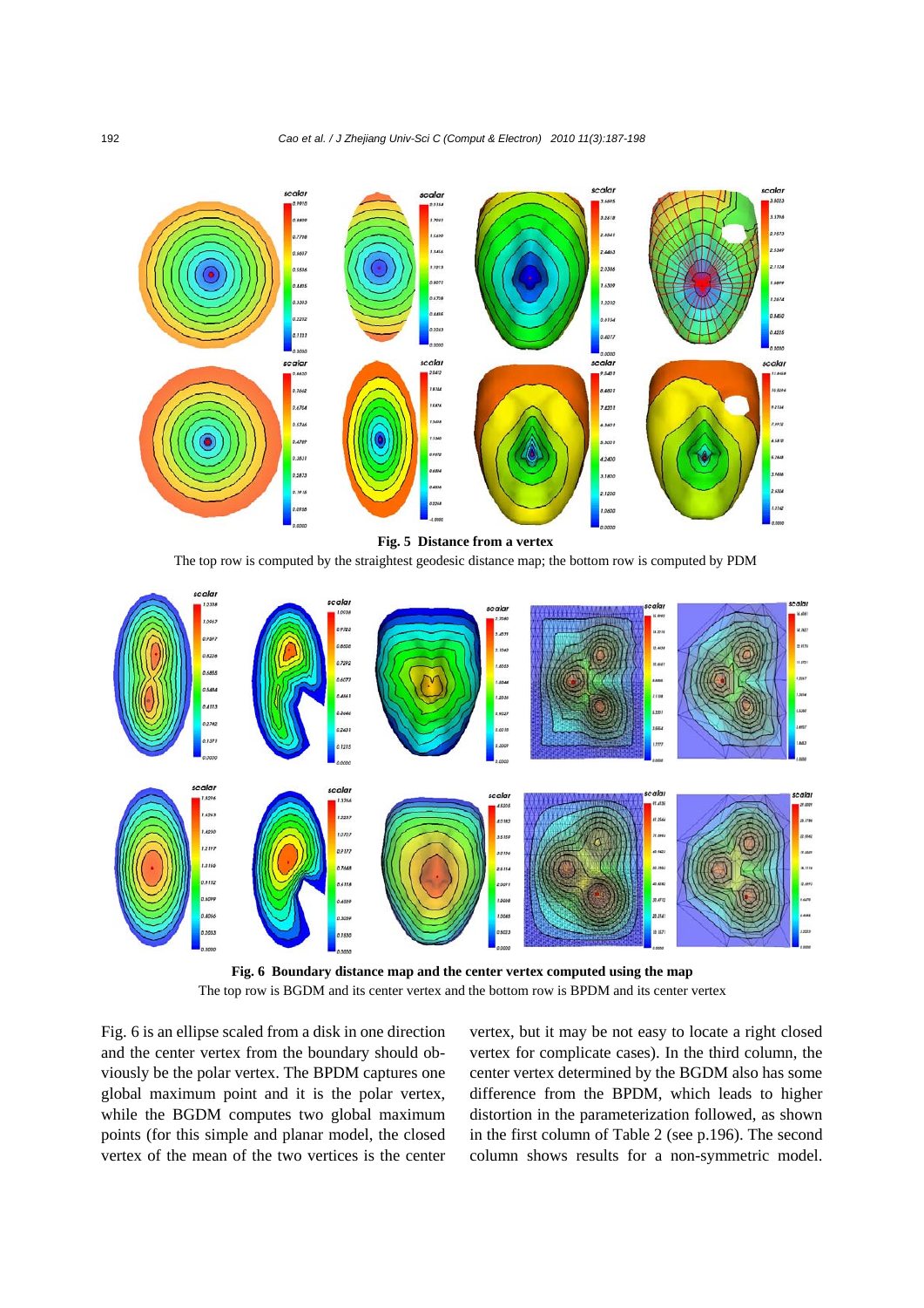**Fig. 5 Distance from a vertex**

The top row is computed by the straightest geodesic distance map; the bottom row is computed by PDM

**Fig. 6 Boundary distance map and the center vertex computed using the map**

The top row is BGDM and its center vertex and the bottom row is BPDM and its center vertex

Fig. 6 is an ellipse scaled from a disk in one direction and the center vertex from the boundary should obviously be the polar vertex. The BPDM captures one global maximum point and it is the polar vertex, while the BGDM computes two global maximum points (for this simple and planar model, the closed vertex of the mean of the two vertices is the center vertex, but it may be not easy to locate a right closed vertex for complicate cases). In the third column, the center vertex determined by the BGDM also has some difference from the BPDM, which leads to higher distortion in the parameterization followed, as shown in the first column of Table 2 (see p.196). The second column shows results for a non-symmetric model.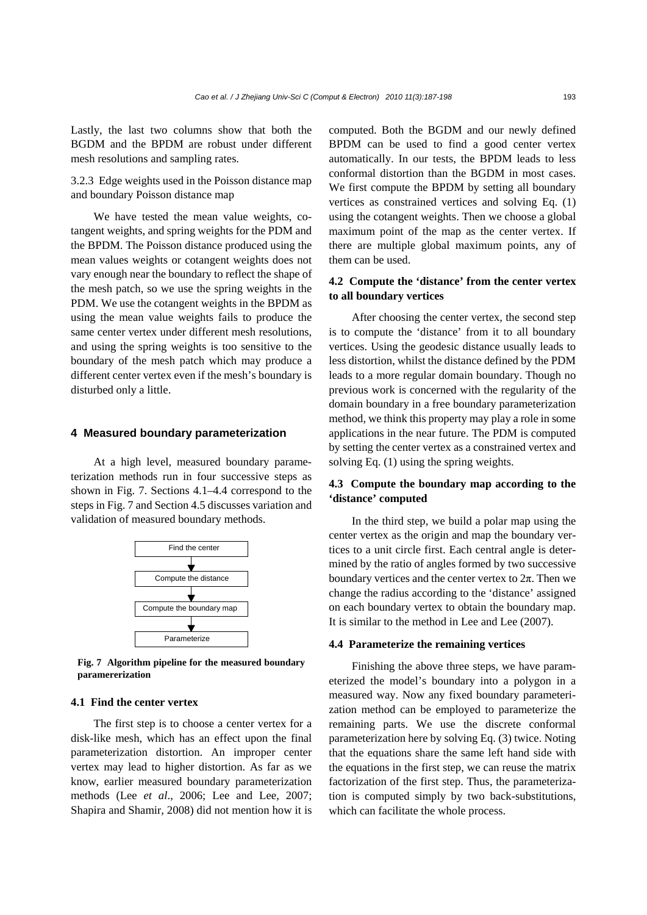Lastly, the last two columns show that both the BGDM and the BPDM are robust under different mesh resolutions and sampling rates.

3.2.3 Edge weights used in the Poisson distance map and boundary Poisson distance map

We have tested the mean value weights, cotangent weights, and spring weights for the PDM and the BPDM. The Poisson distance produced using the mean values weights or cotangent weights does not vary enough near the boundary to reflect the shape of the mesh patch, so we use the spring weights in the PDM. We use the cotangent weights in the BPDM as using the mean value weights fails to produce the same center vertex under different mesh resolutions, and using the spring weights is too sensitive to the boundary of the mesh patch which may produce a different center vertex even if the mesh's boundary is disturbed only a little.

## 4 Measured boundary parameterization

At a high level, measured boundary parameterization methods run in four successive steps as shown in Fig. 7. Sections 4.1–4.4 correspond to the steps in Fig. 7 and Section 4.5 discusses variation and validation of measured boundary methods.

```
Find the center
      ↓
Compute the distance
      ↓
Compute the boundary map
      ↓
Parameterize
```

**Fig. 7 Algorithm pipeline for the measured boundary paramererization**

### 4.1 Find the center vertex

The first step is to choose a center vertex for a disk-like mesh, which has an effect upon the final parameterization distortion. An improper center vertex may lead to higher distortion. As far as we know, earlier measured boundary parameterization methods (Lee *et al*., 2006; Lee and Lee, 2007; Shapira and Shamir, 2008) did not mention how it is computed. Both the BGDM and our newly defined BPDM can be used to find a good center vertex automatically. In our tests, the BPDM leads to less conformal distortion than the BGDM in most cases. We first compute the BPDM by setting all boundary vertices as constrained vertices and solving Eq. (1) using the cotangent weights. Then we choose a global maximum point of the map as the center vertex. If there are multiple global maximum points, any of them can be used.

### 4.2 Compute the 'distance' from the center vertex to all boundary vertices

After choosing the center vertex, the second step is to compute the 'distance' from it to all boundary vertices. Using the geodesic distance usually leads to less distortion, whilst the distance defined by the PDM leads to a more regular domain boundary. Though no previous work is concerned with the regularity of the domain boundary in a free boundary parameterization method, we think this property may play a role in some applications in the near future. The PDM is computed by setting the center vertex as a constrained vertex and solving Eq. (1) using the spring weights.

### 4.3 Compute the boundary map according to the 'distance' computed

In the third step, we build a polar map using the center vertex as the origin and map the boundary vertices to a unit circle first. Each central angle is determined by the ratio of angles formed by two successive boundary vertices and the center vertex to $2\pi$. Then we change the radius according to the 'distance' assigned on each boundary vertex to obtain the boundary map. It is similar to the method in Lee and Lee (2007).

### 4.4 Parameterize the remaining vertices

Finishing the above three steps, we have parameterized the model's boundary into a polygon in a measured way. Now any fixed boundary parameterization method can be employed to parameterize the remaining parts. We use the discrete conformal parameterization here by solving Eq. (3) twice. Noting that the equations share the same left hand side with the equations in the first step, we can reuse the matrix factorization of the first step. Thus, the parameterization is computed simply by two back-substitutions, which can facilitate the whole process.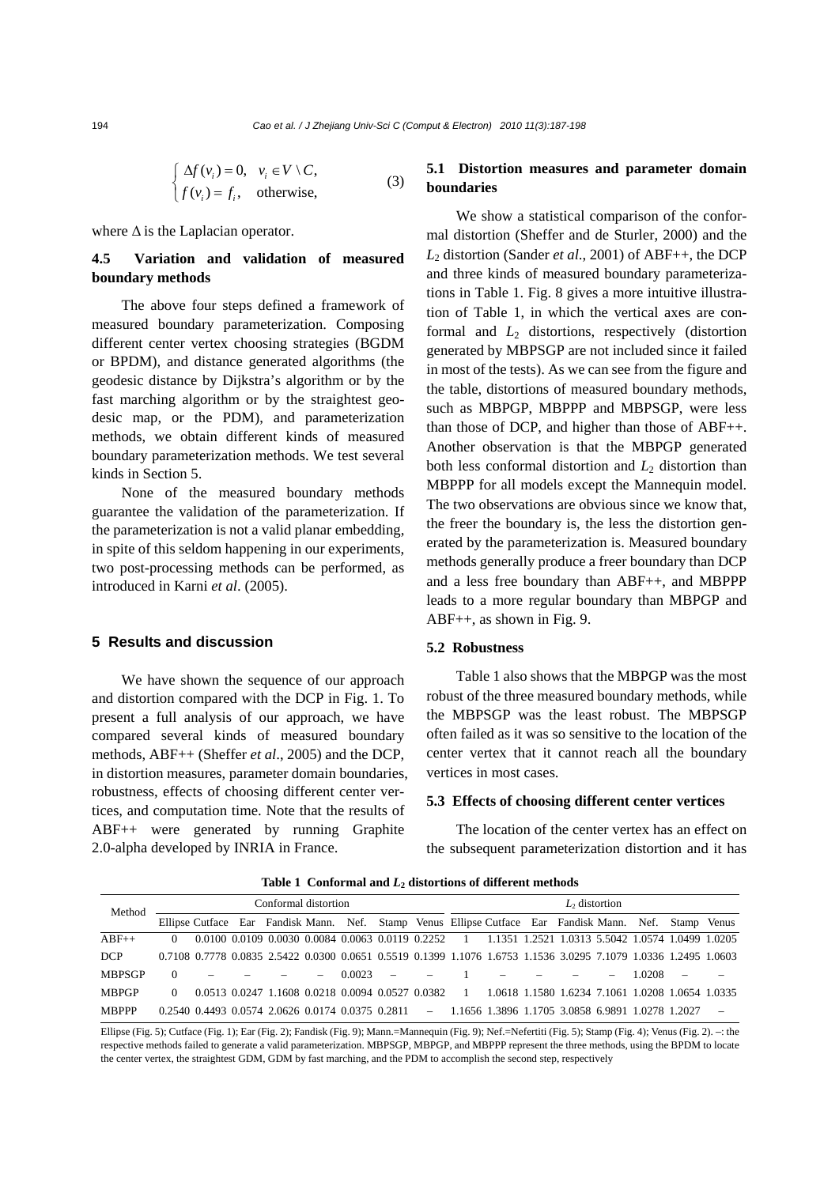$$\begin{cases} \Delta f(v_i) = 0, & v_i \in V \setminus C, \\ f(v_i) = f_i, & \text{otherwise}, \end{cases} \tag{3}$$

where $\Delta$ is the Laplacian operator.

### 4.5 Variation and validation of measured boundary methods

The above four steps defined a framework of measured boundary parameterization. Composing different center vertex choosing strategies (BGDM or BPDM), and distance generated algorithms (the geodesic distance by Dijkstra's algorithm or by the fast marching algorithm or by the straightest geodesic map, or the PDM), and parameterization methods, we obtain different kinds of measured boundary parameterization methods. We test several kinds in Section 5.

None of the measured boundary methods guarantee the validation of the parameterization. If the parameterization is not a valid planar embedding, in spite of this seldom happening in our experiments, two post-processing methods can be performed, as introduced in Karni *et al*. (2005).

## 5 Results and discussion

We have shown the sequence of our approach and distortion compared with the DCP in Fig. 1. To present a full analysis of our approach, we have compared several kinds of measured boundary methods, ABF++ (Sheffer *et al*., 2005) and the DCP, in distortion measures, parameter domain boundaries, robustness, effects of choosing different center vertices, and computation time. Note that the results of ABF++ were generated by running Graphite 2.0-alpha developed by INRIA in France.

### 5.1 Distortion measures and parameter domain boundaries

We show a statistical comparison of the conformal distortion (Sheffer and de Sturler, 2000) and the $L_2$ distortion (Sander *et al*., 2001) of ABF++, the DCP and three kinds of measured boundary parameterizations in Table 1. Fig. 8 gives a more intuitive illustration of Table 1, in which the vertical axes are conformal and $L_2$ distortions, respectively (distortion generated by MBPSGP are not included since it failed in most of the tests). As we can see from the figure and the table, distortions of measured boundary methods, such as MBPGP, MBPPP and MBPSGP, were less than those of DCP, and higher than those of ABF++. Another observation is that the MBPGP generated both less conformal distortion and $L_2$ distortion than MBPPP for all models except the Mannequin model. The two observations are obvious since we know that, the freer the boundary is, the less the distortion generated by the parameterization is. Measured boundary methods generally produce a freer boundary than DCP and a less free boundary than ABF++, and MBPPP leads to a more regular boundary than MBPGP and ABF++, as shown in Fig. 9.

### 5.2 Robustness

Table 1 also shows that the MBPGP was the most robust of the three measured boundary methods, while the MBPSGP was the least robust. The MBPSGP often failed as it was so sensitive to the location of the center vertex that it cannot reach all the boundary vertices in most cases.

### 5.3 Effects of choosing different center vertices

The location of the center vertex has an effect on the subsequent parameterization distortion and it has

**Table 1 Conformal and $L_2$ distortions of different methods**

| Method | Conformal distortion | | | | | | | | $L_2$ distortion | | | | | | | |
|---|---|---|---|---|---|---|---|---|---|---|---|---|---|---|---|---|
| | Ellipse | Cutface | Ear | Fandisk | Mann. | Nef. | Stamp | Venus | Ellipse | Cutface | Ear | Fandisk | Mann. | Nef. | Stamp | Venus |
| ABF++ | 0 | 0.0100 | 0.0109 | 0.0030 | 0.0084 | 0.0063 | 0.0119 | 0.2252 | 1 | 1.1351 | 1.2521 | 1.0313 | 5.5042 | 1.0574 | 1.0499 | 1.0205 |
| DCP | 0.7108 | 0.7778 | 0.0835 | 2.5422 | 0.0300 | 0.0651 | 0.5519 | 0.1399 | 1.1076 | 1.6753 | 1.1536 | 3.0295 | 7.1079 | 1.0336 | 1.2495 | 1.0603 |
| MBPSGP | 0 | – | – | – | – | 0.0023 | – | – | 1 | – | – | – | – | 1.0208 | – | – |
| MBPGP | 0 | 0.0513 | 0.0247 | 1.1608 | 0.0218 | 0.0094 | 0.0527 | 0.0382 | 1 | 1.0618 | 1.1580 | 1.6234 | 7.1061 | 1.0208 | 1.0654 | 1.0335 |
| MBPPP | 0.2540 | 0.4493 | 0.0574 | 2.0626 | 0.0174 | 0.0375 | 0.2811 | – | 1.1656 | 1.3896 | 1.1705 | 3.0858 | 6.9891 | 1.0278 | 1.2027 | – |

Ellipse (Fig. 5); Cutface (Fig. 1); Ear (Fig. 2); Fandisk (Fig. 9); Mann.=Mannequin (Fig. 9); Nef.=Nefertiti (Fig. 5); Stamp (Fig. 4); Venus (Fig. 2). –: the respective methods failed to generate a valid parameterization. MBPSGP, MBPGP, and MBPPP represent the three methods, using the BPDM to locate the center vertex, the straightest GDM, GDM by fast marching, and the PDM to accomplish the second step, respectively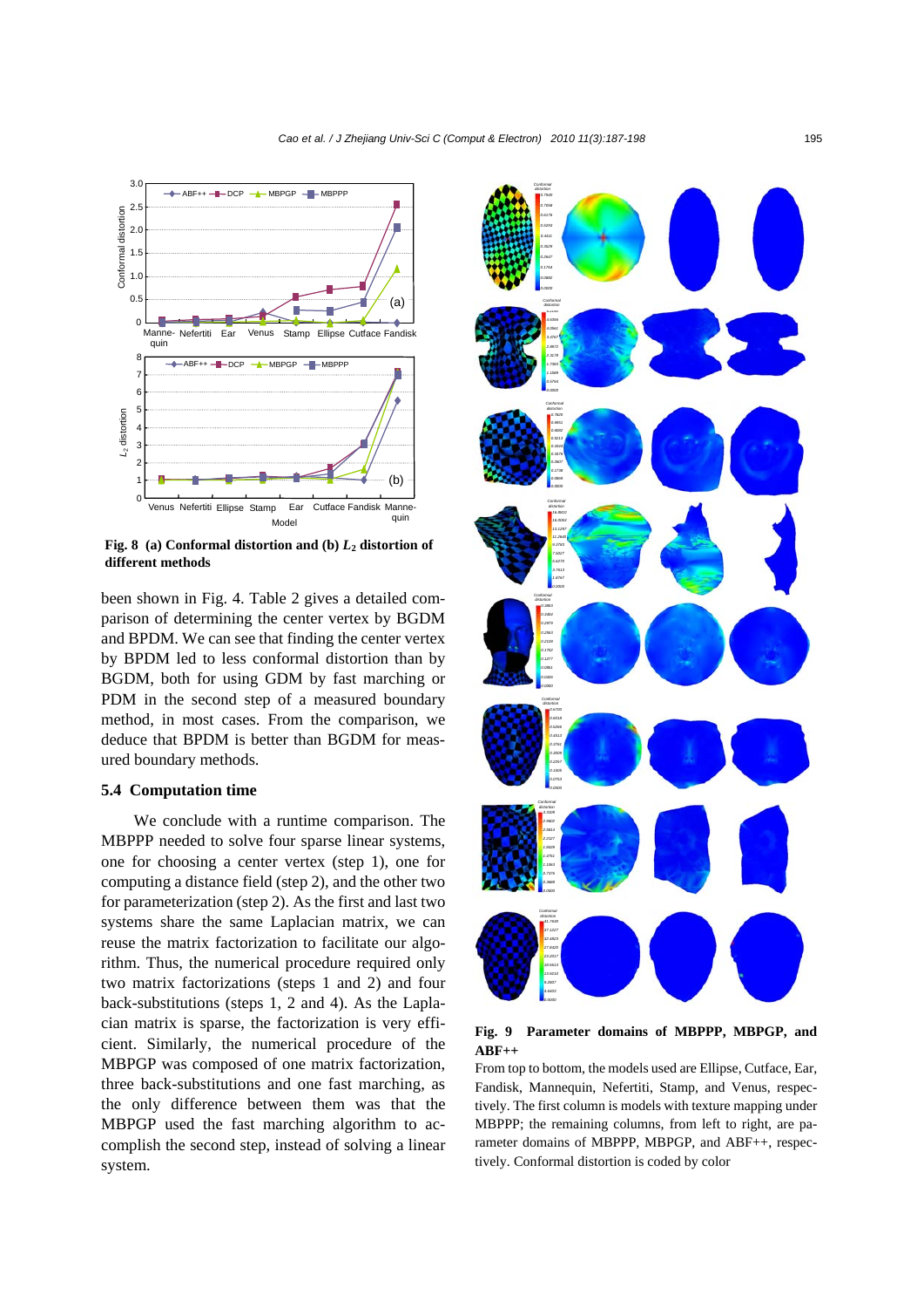**Fig. 8 (a) Conformal distortion and (b) $L_2$ distortion of different methods**

been shown in Fig. 4. Table 2 gives a detailed comparison of determining the center vertex by BGDM and BPDM. We can see that finding the center vertex by BPDM led to less conformal distortion than by BGDM, both for using GDM by fast marching or PDM in the second step of a measured boundary method, in most cases. From the comparison, we deduce that BPDM is better than BGDM for measured boundary methods.

### 5.4 Computation time

We conclude with a runtime comparison. The MBPPP needed to solve four sparse linear systems, one for choosing a center vertex (step 1), one for computing a distance field (step 2), and the other two for parameterization (step 2). As the first and last two systems share the same Laplacian matrix, we can reuse the matrix factorization to facilitate our algorithm. Thus, the numerical procedure required only two matrix factorizations (steps 1 and 2) and four back-substitutions (steps 1, 2 and 4). As the Laplacian matrix is sparse, the factorization is very efficient. Similarly, the numerical procedure of the MBPGP was composed of one matrix factorization, three back-substitutions and one fast marching, as the only difference between them was that the MBPGP used the fast marching algorithm to accomplish the second step, instead of solving a linear system.

**Fig. 9 Parameter domains of MBPPP, MBPGP, and ABF++**

From top to bottom, the models used are Ellipse, Cutface, Ear, Fandisk, Mannequin, Nefertiti, Stamp, and Venus, respectively. The first column is models with texture mapping under MBPPP; the remaining columns, from left to right, are parameter domains of MBPPP, MBPGP, and ABF++, respectively. Conformal distortion is coded by color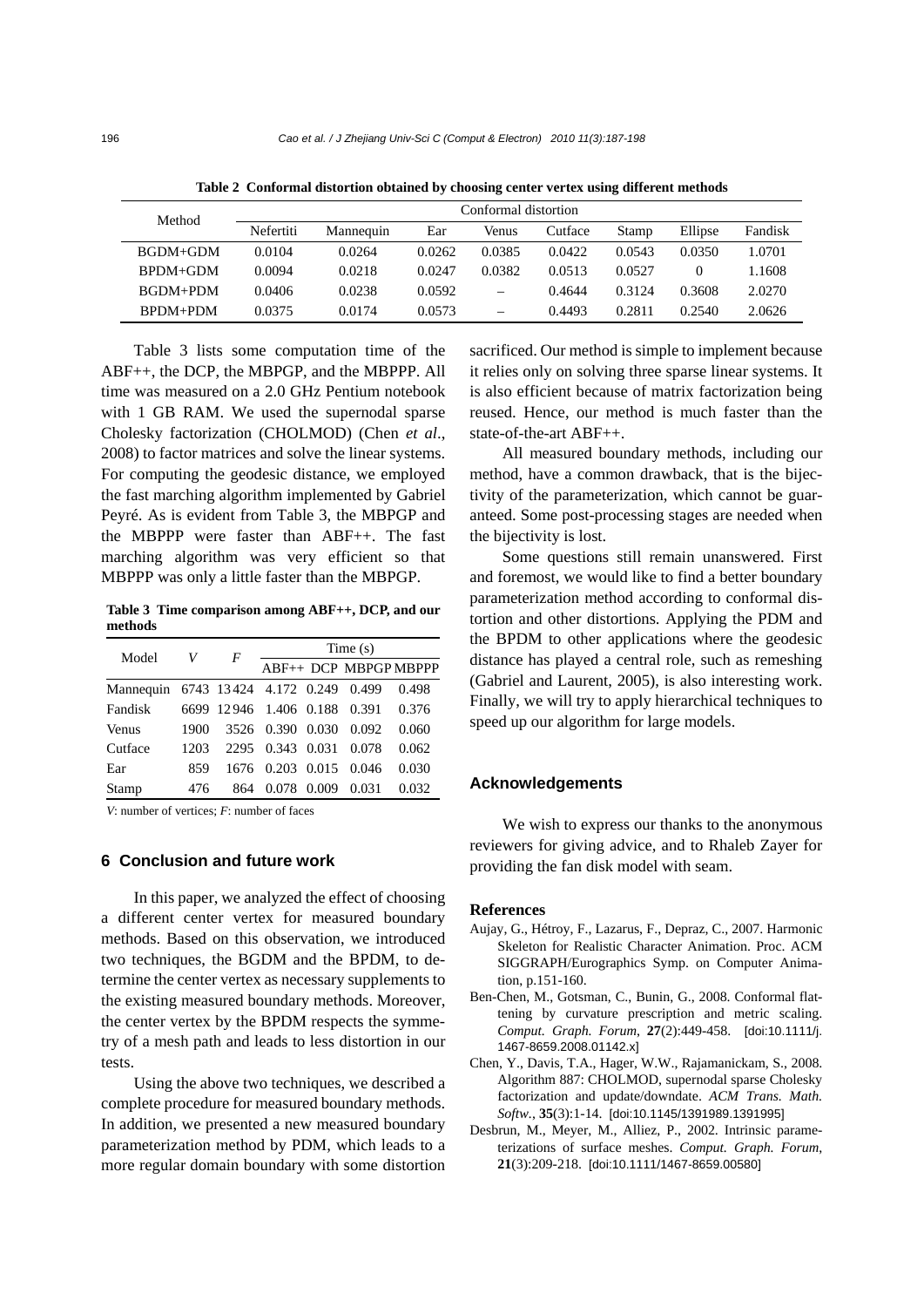**Table 2 Conformal distortion obtained by choosing center vertex using different methods**

| Method | Conformal distortion | | | | | | | |
|---|---|---|---|---|---|---|---|---|
| | Nefertiti | Mannequin | Ear | Venus | Cutface | Stamp | Ellipse | Fandisk |
| BGDM+GDM | 0.0104 | 0.0264 | 0.0262 | 0.0385 | 0.0422 | 0.0543 | 0.0350 | 1.0701 |
| BPDM+GDM | 0.0094 | 0.0218 | 0.0247 | 0.0382 | 0.0513 | 0.0527 | 0 | 1.1608 |
| BGDM+PDM | 0.0406 | 0.0238 | 0.0592 | – | 0.4644 | 0.3124 | 0.3608 | 2.0270 |
| BPDM+PDM | 0.0375 | 0.0174 | 0.0573 | – | 0.4493 | 0.2811 | 0.2540 | 2.0626 |

Table 3 lists some computation time of the ABF++, the DCP, the MBPGP, and the MBPPP. All time was measured on a 2.0 GHz Pentium notebook with 1 GB RAM. We used the supernodal sparse Cholesky factorization (CHOLMOD) (Chen *et al*., 2008) to factor matrices and solve the linear systems. For computing the geodesic distance, we employed the fast marching algorithm implemented by Gabriel Peyré. As is evident from Table 3, the MBPGP and the MBPPP were faster than ABF++. The fast marching algorithm was very efficient so that MBPPP was only a little faster than the MBPGP.

**Table 3 Time comparison among ABF++, DCP, and our methods**

| Model | $V$ | $F$ | Time (s) | | | |
|---|---|---|---|---|---|---|
| | | | ABF++ | DCP | MBPGP | MBPPP |
| Mannequin | 6743 | 13424 | 4.172 | 0.249 | 0.499 | 0.498 |
| Fandisk | 6699 | 12946 | 1.406 | 0.188 | 0.391 | 0.376 |
| Venus | 1900 | 3526 | 0.390 | 0.030 | 0.092 | 0.060 |
| Cutface | 1203 | 2295 | 0.343 | 0.031 | 0.078 | 0.062 |
| Ear | 859 | 1676 | 0.203 | 0.015 | 0.046 | 0.030 |
| Stamp | 476 | 864 | 0.078 | 0.009 | 0.031 | 0.032 |

$V$: number of vertices; $F$: number of faces

## 6 Conclusion and future work

In this paper, we analyzed the effect of choosing a different center vertex for measured boundary methods. Based on this observation, we introduced two techniques, the BGDM and the BPDM, to determine the center vertex as necessary supplements to the existing measured boundary methods. Moreover, the center vertex by the BPDM respects the symmetry of a mesh path and leads to less distortion in our tests.

Using the above two techniques, we described a complete procedure for measured boundary methods. In addition, we presented a new measured boundary parameterization method by PDM, which leads to a more regular domain boundary with some distortion sacrificed. Our method is simple to implement because it relies only on solving three sparse linear systems. It is also efficient because of matrix factorization being reused. Hence, our method is much faster than the state-of-the-art ABF++.

All measured boundary methods, including our method, have a common drawback, that is the bijectivity of the parameterization, which cannot be guaranteed. Some post-processing stages are needed when the bijectivity is lost.

Some questions still remain unanswered. First and foremost, we would like to find a better boundary parameterization method according to conformal distortion and other distortions. Applying the PDM and the BPDM to other applications where the geodesic distance has played a central role, such as remeshing (Gabriel and Laurent, 2005), is also interesting work. Finally, we will try to apply hierarchical techniques to speed up our algorithm for large models.

## Acknowledgements

We wish to express our thanks to the anonymous reviewers for giving advice, and to Rhaleb Zayer for providing the fan disk model with seam.

## References

Aujay, G., Hétroy, F., Lazarus, F., Depraz, C., 2007. Harmonic Skeleton for Realistic Character Animation. Proc. ACM SIGGRAPH/Eurographics Symp. on Computer Animation, p.151-160.

Ben-Chen, M., Gotsman, C., Bunin, G., 2008. Conformal flattening by curvature prescription and metric scaling. *Comput. Graph. Forum*, **27**(2):449-458. [doi:10.1111/j.1467-8659.2008.01142.x]

Chen, Y., Davis, T.A., Hager, W.W., Rajamanickam, S., 2008. Algorithm 887: CHOLMOD, supernodal sparse Cholesky factorization and update/downdate. *ACM Trans. Math. Softw.*, **35**(3):1-14. [doi:10.1145/1391989.1391995]

Desbrun, M., Meyer, M., Alliez, P., 2002. Intrinsic parameterizations of surface meshes. *Comput. Graph. Forum*, **21**(3):209-218. [doi:10.1111/1467-8659.00580]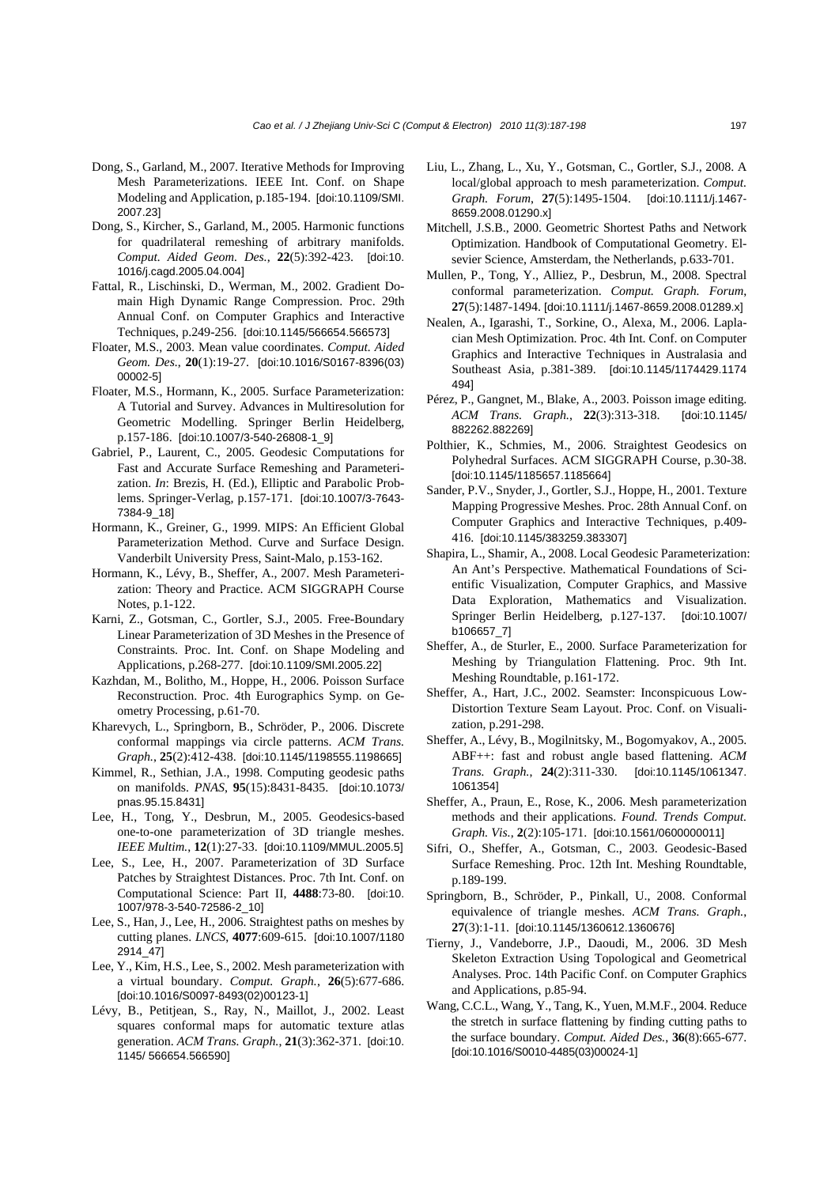Dong, S., Garland, M., 2007. Iterative Methods for Improving Mesh Parameterizations. IEEE Int. Conf. on Shape Modeling and Application, p.185-194. [doi:10.1109/SMI.2007.23]

Dong, S., Kircher, S., Garland, M., 2005. Harmonic functions for quadrilateral remeshing of arbitrary manifolds. *Comput. Aided Geom. Des.*, **22**(5):392-423. [doi:10.1016/j.cagd.2005.04.004]

Fattal, R., Lischinski, D., Werman, M., 2002. Gradient Domain High Dynamic Range Compression. Proc. 29th Annual Conf. on Computer Graphics and Interactive Techniques, p.249-256. [doi:10.1145/566654.566573]

Floater, M.S., 2003. Mean value coordinates. *Comput. Aided Geom. Des.*, **20**(1):19-27. [doi:10.1016/S0167-8396(03)00002-5]

Floater, M.S., Hormann, K., 2005. Surface Parameterization: A Tutorial and Survey. Advances in Multiresolution for Geometric Modelling. Springer Berlin Heidelberg, p.157-186. [doi:10.1007/3-540-26808-1_9]

Gabriel, P., Laurent, C., 2005. Geodesic Computations for Fast and Accurate Surface Remeshing and Parameterization. *In*: Brezis, H. (Ed.), Elliptic and Parabolic Problems. Springer-Verlag, p.157-171. [doi:10.1007/3-7643-7384-9_18]

Hormann, K., Greiner, G., 1999. MIPS: An Efficient Global Parameterization Method. Curve and Surface Design. Vanderbilt University Press, Saint-Malo, p.153-162.

Hormann, K., Lévy, B., Sheffer, A., 2007. Mesh Parameterization: Theory and Practice. ACM SIGGRAPH Course Notes, p.1-122.

Karni, Z., Gotsman, C., Gortler, S.J., 2005. Free-Boundary Linear Parameterization of 3D Meshes in the Presence of Constraints. Proc. Int. Conf. on Shape Modeling and Applications, p.268-277. [doi:10.1109/SMI.2005.22]

Kazhdan, M., Bolitho, M., Hoppe, H., 2006. Poisson Surface Reconstruction. Proc. 4th Eurographics Symp. on Geometry Processing, p.61-70.

Kharevych, L., Springborn, B., Schröder, P., 2006. Discrete conformal mappings via circle patterns. *ACM Trans. Graph.*, **25**(2):412-438. [doi:10.1145/1198555.1198665]

Kimmel, R., Sethian, J.A., 1998. Computing geodesic paths on manifolds. *PNAS*, **95**(15):8431-8435. [doi:10.1073/pnas.95.15.8431]

Lee, H., Tong, Y., Desbrun, M., 2005. Geodesics-based one-to-one parameterization of 3D triangle meshes. *IEEE Multim.*, **12**(1):27-33. [doi:10.1109/MMUL.2005.5]

Lee, S., Lee, H., 2007. Parameterization of 3D Surface Patches by Straightest Distances. Proc. 7th Int. Conf. on Computational Science: Part II, **4488**:73-80. [doi:10.1007/978-3-540-72586-2_10]

Lee, S., Han, J., Lee, H., 2006. Straightest paths on meshes by cutting planes. *LNCS*, **4077**:609-615. [doi:10.1007/11802914_47]

Lee, Y., Kim, H.S., Lee, S., 2002. Mesh parameterization with a virtual boundary. *Comput. Graph.*, **26**(5):677-686. [doi:10.1016/S0097-8493(02)00123-1]

Lévy, B., Petitjean, S., Ray, N., Maillot, J., 2002. Least squares conformal maps for automatic texture atlas generation. *ACM Trans. Graph.*, **21**(3):362-371. [doi:10.1145/ 566654.566590]

Liu, L., Zhang, L., Xu, Y., Gotsman, C., Gortler, S.J., 2008. A local/global approach to mesh parameterization. *Comput. Graph. Forum*, **27**(5):1495-1504. [doi:10.1111/j.1467-8659.2008.01290.x]

Mitchell, J.S.B., 2000. Geometric Shortest Paths and Network Optimization. Handbook of Computational Geometry. Elsevier Science, Amsterdam, the Netherlands, p.633-701.

Mullen, P., Tong, Y., Alliez, P., Desbrun, M., 2008. Spectral conformal parameterization. *Comput. Graph. Forum*, **27**(5):1487-1494. [doi:10.1111/j.1467-8659.2008.01289.x]

Nealen, A., Igarashi, T., Sorkine, O., Alexa, M., 2006. Laplacian Mesh Optimization. Proc. 4th Int. Conf. on Computer Graphics and Interactive Techniques in Australasia and Southeast Asia, p.381-389. [doi:10.1145/1174429.1174494]

Pérez, P., Gangnet, M., Blake, A., 2003. Poisson image editing. *ACM Trans. Graph.*, **22**(3):313-318. [doi:10.1145/882262.882269]

Polthier, K., Schmies, M., 2006. Straightest Geodesics on Polyhedral Surfaces. ACM SIGGRAPH Course, p.30-38. [doi:10.1145/1185657.1185664]

Sander, P.V., Snyder, J., Gortler, S.J., Hoppe, H., 2001. Texture Mapping Progressive Meshes. Proc. 28th Annual Conf. on Computer Graphics and Interactive Techniques, p.409-416. [doi:10.1145/383259.383307]

Shapira, L., Shamir, A., 2008. Local Geodesic Parameterization: An Ant's Perspective. Mathematical Foundations of Scientific Visualization, Computer Graphics, and Massive Data Exploration, Mathematics and Visualization. Springer Berlin Heidelberg, p.127-137. [doi:10.1007/b106657_7]

Sheffer, A., de Sturler, E., 2000. Surface Parameterization for Meshing by Triangulation Flattening. Proc. 9th Int. Meshing Roundtable, p.161-172.

Sheffer, A., Hart, J.C., 2002. Seamster: Inconspicuous Low-Distortion Texture Seam Layout. Proc. Conf. on Visualization, p.291-298.

Sheffer, A., Lévy, B., Mogilnitsky, M., Bogomyakov, A., 2005. ABF++: fast and robust angle based flattening. *ACM Trans. Graph.*, **24**(2):311-330. [doi:10.1145/1061347.1061354]

Sheffer, A., Praun, E., Rose, K., 2006. Mesh parameterization methods and their applications. *Found. Trends Comput. Graph. Vis.*, **2**(2):105-171. [doi:10.1561/0600000011]

Sifri, O., Sheffer, A., Gotsman, C., 2003. Geodesic-Based Surface Remeshing. Proc. 12th Int. Meshing Roundtable, p.189-199.

Springborn, B., Schröder, P., Pinkall, U., 2008. Conformal equivalence of triangle meshes. *ACM Trans. Graph.*, **27**(3):1-11. [doi:10.1145/1360612.1360676]

Tierny, J., Vandeborre, J.P., Daoudi, M., 2006. 3D Mesh Skeleton Extraction Using Topological and Geometrical Analyses. Proc. 14th Pacific Conf. on Computer Graphics and Applications, p.85-94.

Wang, C.C.L., Wang, Y., Tang, K., Yuen, M.M.F., 2004. Reduce the stretch in surface flattening by finding cutting paths to the surface boundary. *Comput. Aided Des.*, **36**(8):665-677. [doi:10.1016/S0010-4485(03)00024-1]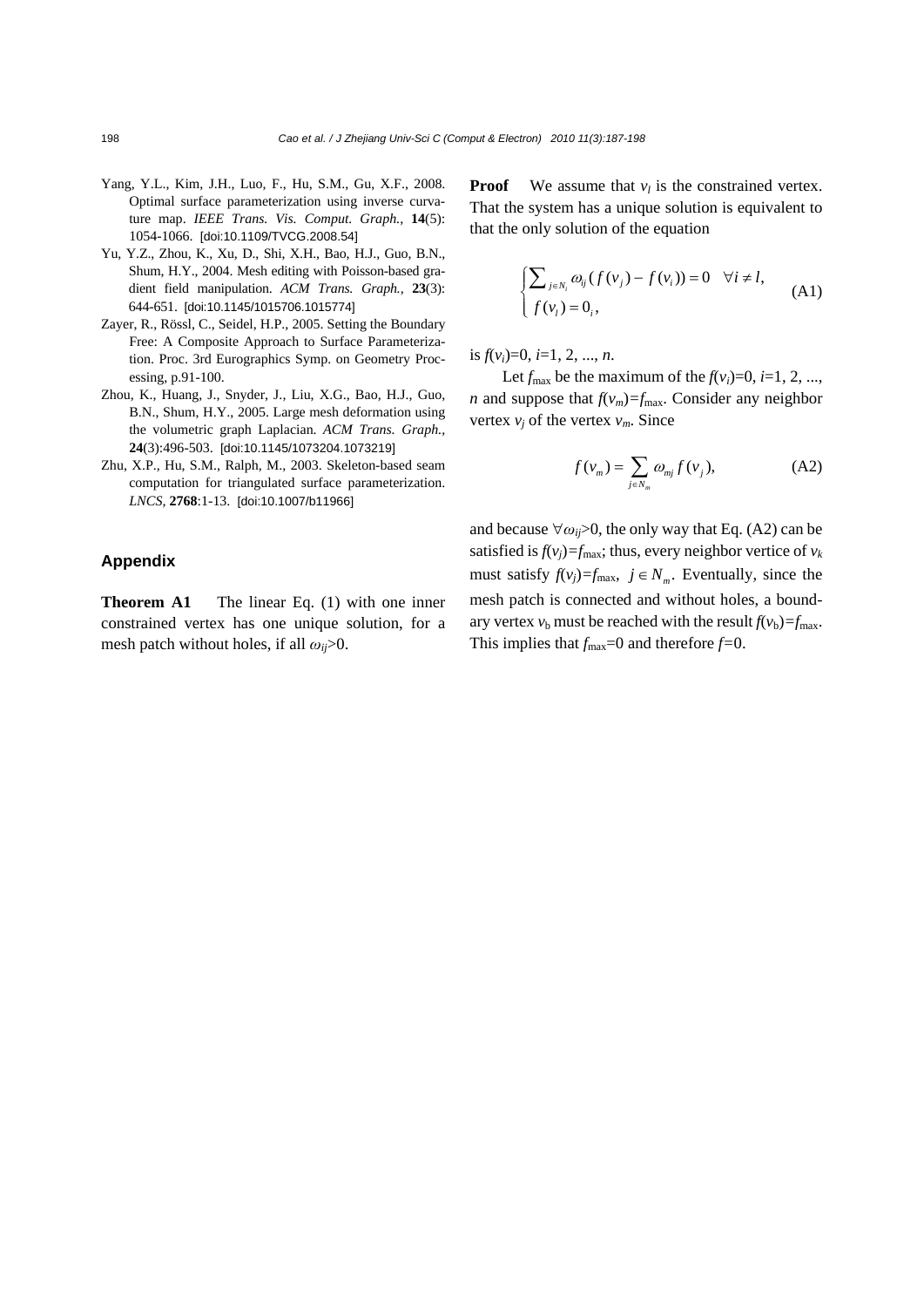Yang, Y.L., Kim, J.H., Luo, F., Hu, S.M., Gu, X.F., 2008. Optimal surface parameterization using inverse curvature map. *IEEE Trans. Vis. Comput. Graph.*, **14**(5): 1054-1066. [doi:10.1109/TVCG.2008.54]

Yu, Y.Z., Zhou, K., Xu, D., Shi, X.H., Bao, H.J., Guo, B.N., Shum, H.Y., 2004. Mesh editing with Poisson-based gradient field manipulation. *ACM Trans. Graph.*, **23**(3): 644-651. [doi:10.1145/1015706.1015774]

Zayer, R., Rössl, C., Seidel, H.P., 2005. Setting the Boundary Free: A Composite Approach to Surface Parameterization. Proc. 3rd Eurographics Symp. on Geometry Processing, p.91-100.

Zhou, K., Huang, J., Snyder, J., Liu, X.G., Bao, H.J., Guo, B.N., Shum, H.Y., 2005. Large mesh deformation using the volumetric graph Laplacian. *ACM Trans. Graph.*, **24**(3):496-503. [doi:10.1145/1073204.1073219]

Zhu, X.P., Hu, S.M., Ralph, M., 2003. Skeleton-based seam computation for triangulated surface parameterization. *LNCS*, **2768**:1-13. [doi:10.1007/b11966]

## Appendix

**Theorem A1** The linear Eq. (1) with one inner constrained vertex has one unique solution, for a mesh patch without holes, if all $\omega_{ij}>0$.

**Proof** We assume that $v_l$ is the constrained vertex. That the system has a unique solution is equivalent to that the only solution of the equation

$$\begin{cases} \sum_{j\in N_i} \omega_{ij}(f(v_j)-f(v_i))=0 \quad \forall i\neq l, \\ f(v_l)=0_i, \end{cases} \tag{A1}$$

is $f(v_i)=0$, $i=1, 2, ..., n$.

Let $f_{\max}$ be the maximum of the $f(v_i)=0$, $i=1, 2, ..., n$ and suppose that $f(v_m)=f_{\max}$. Consider any neighbor vertex $v_j$ of the vertex $v_m$. Since

$$f(v_m)=\sum_{j\in N_m}\omega_{mj}f(v_j), \tag{A2}$$

and because $\forall\omega_{ij}>0$, the only way that Eq. (A2) can be satisfied is $f(v_j)=f_{\max}$; thus, every neighbor vertice of $v_k$ must satisfy $f(v_j)=f_{\max}$, $j\in N_m$. Eventually, since the mesh patch is connected and without holes, a boundary vertex $v_b$ must be reached with the result $f(v_b)=f_{\max}$. This implies that $f_{\max}=0$ and therefore $f=0$.